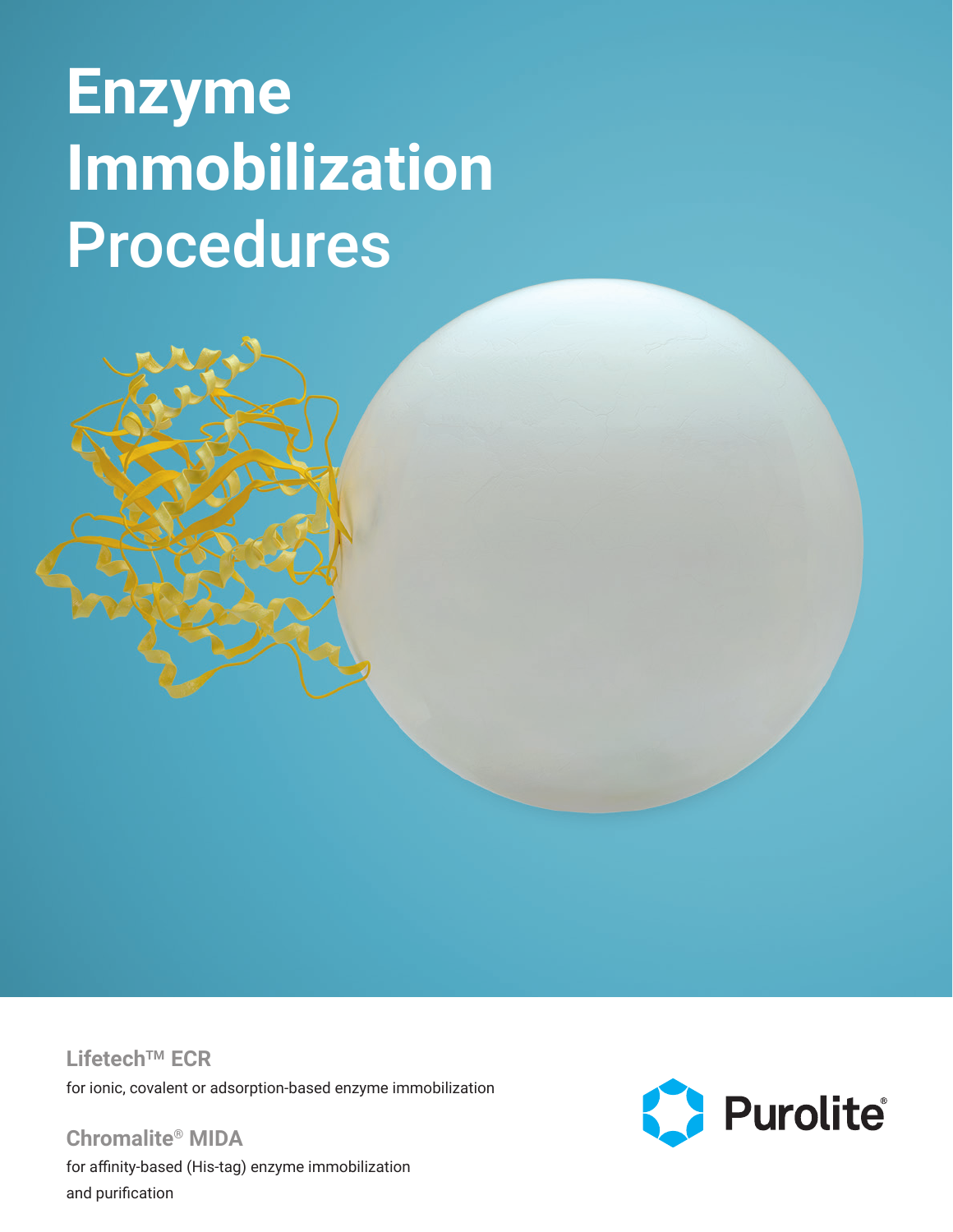# Enzyme Immobilization Procedures

**Lifetech™ ECR**

for ionic, covalent or adsorption-based enzyme immobilization

**Chromalite® MIDA**

for affinity-based (His-tag) enzyme immobilization and purification

Purolite®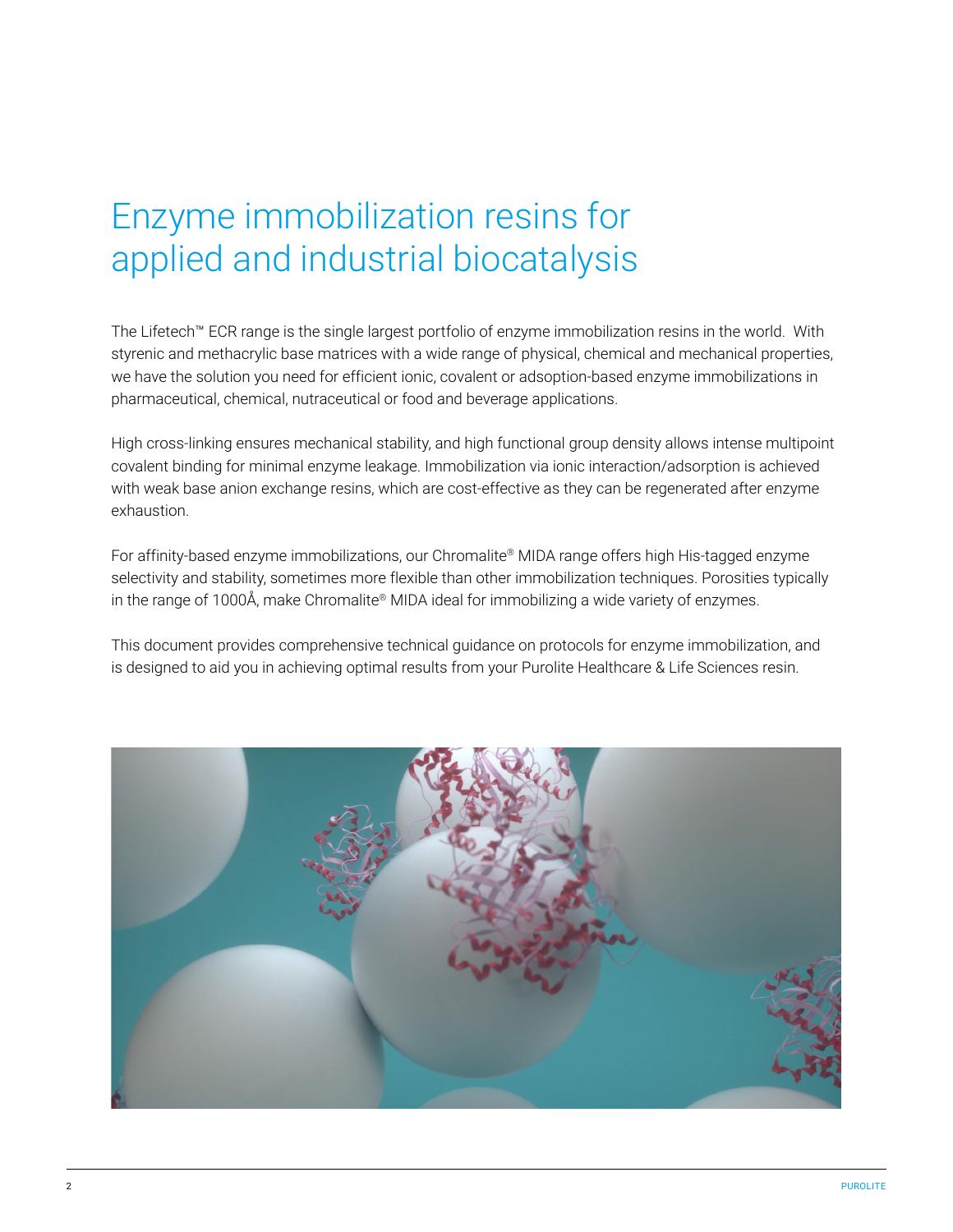# Enzyme immobilization resins for applied and industrial biocatalysis

The Lifetech™ ECR range is the single largest portfolio of enzyme immobilization resins in the world. With styrenic and methacrylic base matrices with a wide range of physical, chemical and mechanical properties, we have the solution you need for efficient ionic, covalent or adsoption-based enzyme immobilizations in pharmaceutical, chemical, nutraceutical or food and beverage applications.

High cross-linking ensures mechanical stability, and high functional group density allows intense multipoint covalent binding for minimal enzyme leakage. Immobilization via ionic interaction/adsorption is achieved with weak base anion exchange resins, which are cost-effective as they can be regenerated after enzyme exhaustion.

For affinity-based enzyme immobilizations, our Chromalite® MIDA range offers high His-tagged enzyme selectivity and stability, sometimes more flexible than other immobilization techniques. Porosities typically in the range of 1000Å, make Chromalite® MIDA ideal for immobilizing a wide variety of enzymes.

This document provides comprehensive technical guidance on protocols for enzyme immobilization, and is designed to aid you in achieving optimal results from your Purolite Healthcare & Life Sciences resin.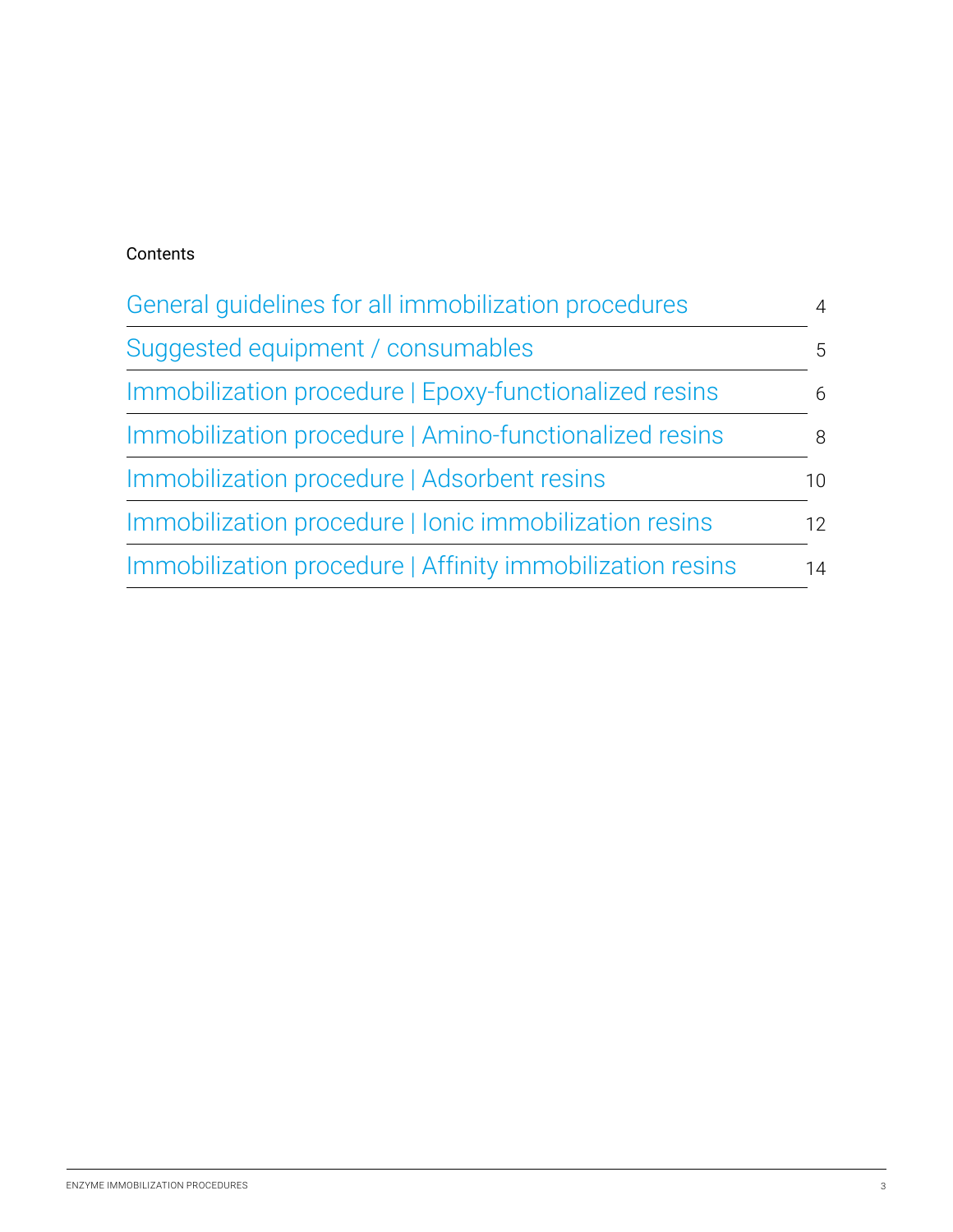## Contents

| | |
|---|---|
| General guidelines for all immobilization procedures | 4 |
| Suggested equipment / consumables | 5 |
| Immobilization procedure \| Epoxy-functionalized resins | 6 |
| Immobilization procedure \| Amino-functionalized resins | 8 |
| Immobilization procedure \| Adsorbent resins | 10 |
| Immobilization procedure \| Ionic immobilization resins | 12 |
| Immobilization procedure \| Affinity immobilization resins | 14 |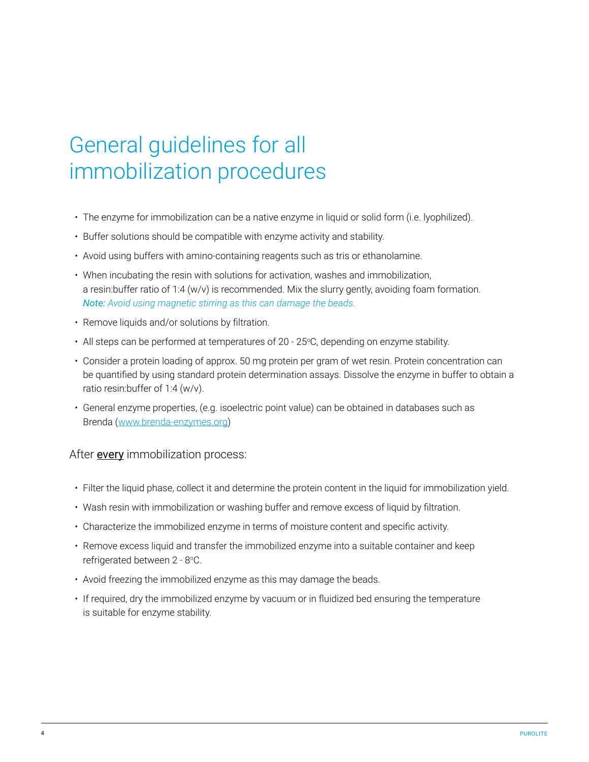# General guidelines for all immobilization procedures

- The enzyme for immobilization can be a native enzyme in liquid or solid form (i.e. lyophilized).
- Buffer solutions should be compatible with enzyme activity and stability.
- Avoid using buffers with amino-containing reagents such as tris or ethanolamine.
- When incubating the resin with solutions for activation, washes and immobilization, a resin:buffer ratio of 1:4 (w/v) is recommended. Mix the slurry gently, avoiding foam formation. ***Note:*** *Avoid using magnetic stirring as this can damage the beads.*
- Remove liquids and/or solutions by filtration.
- All steps can be performed at temperatures of 20 - 25°C, depending on enzyme stability.
- Consider a protein loading of approx. 50 mg protein per gram of wet resin. Protein concentration can be quantified by using standard protein determination assays. Dissolve the enzyme in buffer to obtain a ratio resin:buffer of 1:4 (w/v).
- General enzyme properties, (e.g. isoelectric point value) can be obtained in databases such as Brenda ([www.brenda-enzymes.org](http://www.brenda-enzymes.org))

## After <u>every</u> immobilization process:

- Filter the liquid phase, collect it and determine the protein content in the liquid for immobilization yield.
- Wash resin with immobilization or washing buffer and remove excess of liquid by filtration.
- Characterize the immobilized enzyme in terms of moisture content and specific activity.
- Remove excess liquid and transfer the immobilized enzyme into a suitable container and keep refrigerated between 2 - 8°C.
- Avoid freezing the immobilized enzyme as this may damage the beads.
- If required, dry the immobilized enzyme by vacuum or in fluidized bed ensuring the temperature is suitable for enzyme stability.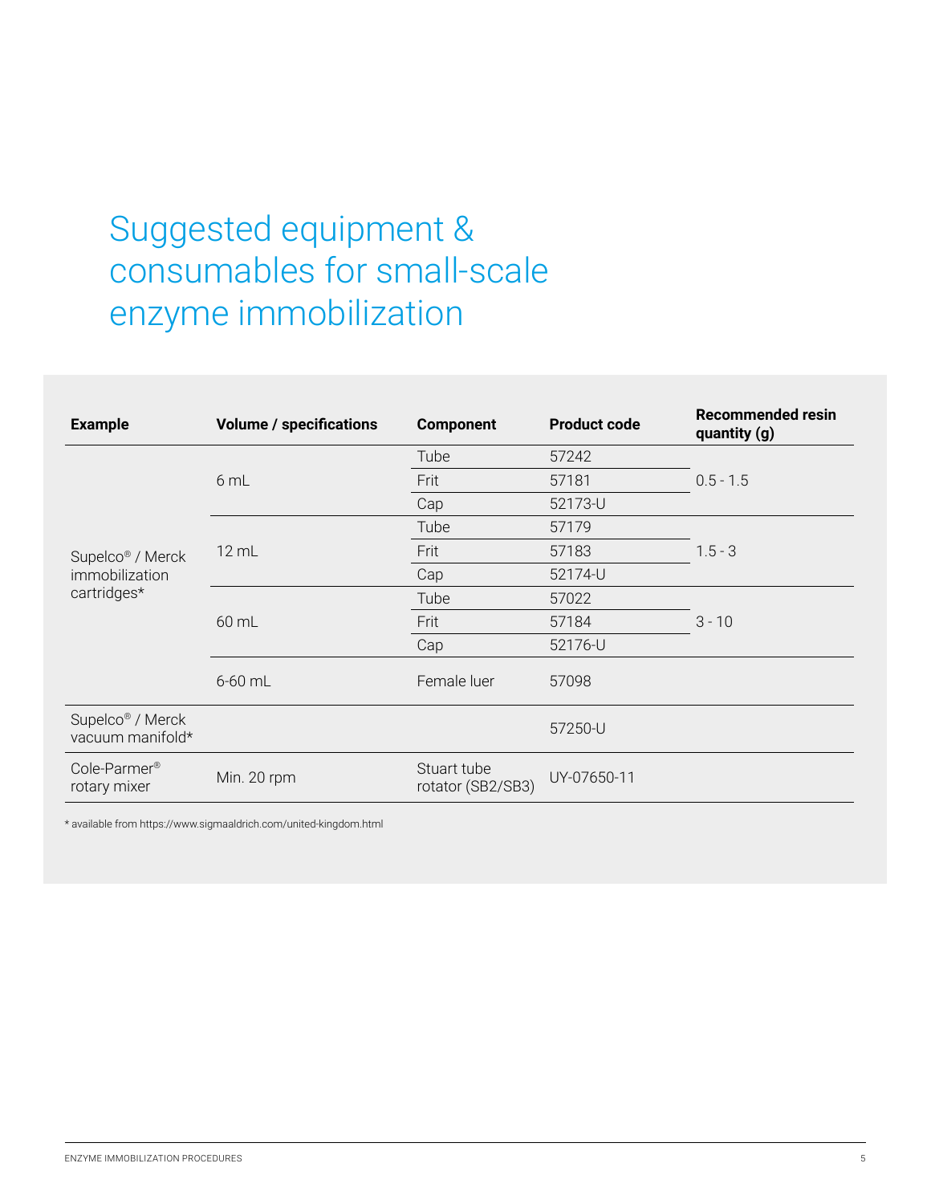# Suggested equipment & consumables for small-scale enzyme immobilization

| Example | Volume / specifications | Component | Product code | Recommended resin quantity (g) |
|---|---|---|---|---|
| Supelco® / Merck immobilization cartridges* | 6 mL | Tube | 57242 | 0.5 - 1.5 |
| | | Frit | 57181 | |
| | | Cap | 52173-U | |
| | 12 mL | Tube | 57179 | 1.5 - 3 |
| | | Frit | 57183 | |
| | | Cap | 52174-U | |
| | 60 mL | Tube | 57022 | 3 - 10 |
| | | Frit | 57184 | |
| | | Cap | 52176-U | |
| | 6-60 mL | Female luer | 57098 | |
| Supelco® / Merck vacuum manifold* | | | 57250-U | |
| Cole-Parmer® rotary mixer | Min. 20 rpm | Stuart tube rotator (SB2/SB3) | UY-07650-11 | |

* available from https://www.sigmaaldrich.com/united-kingdom.html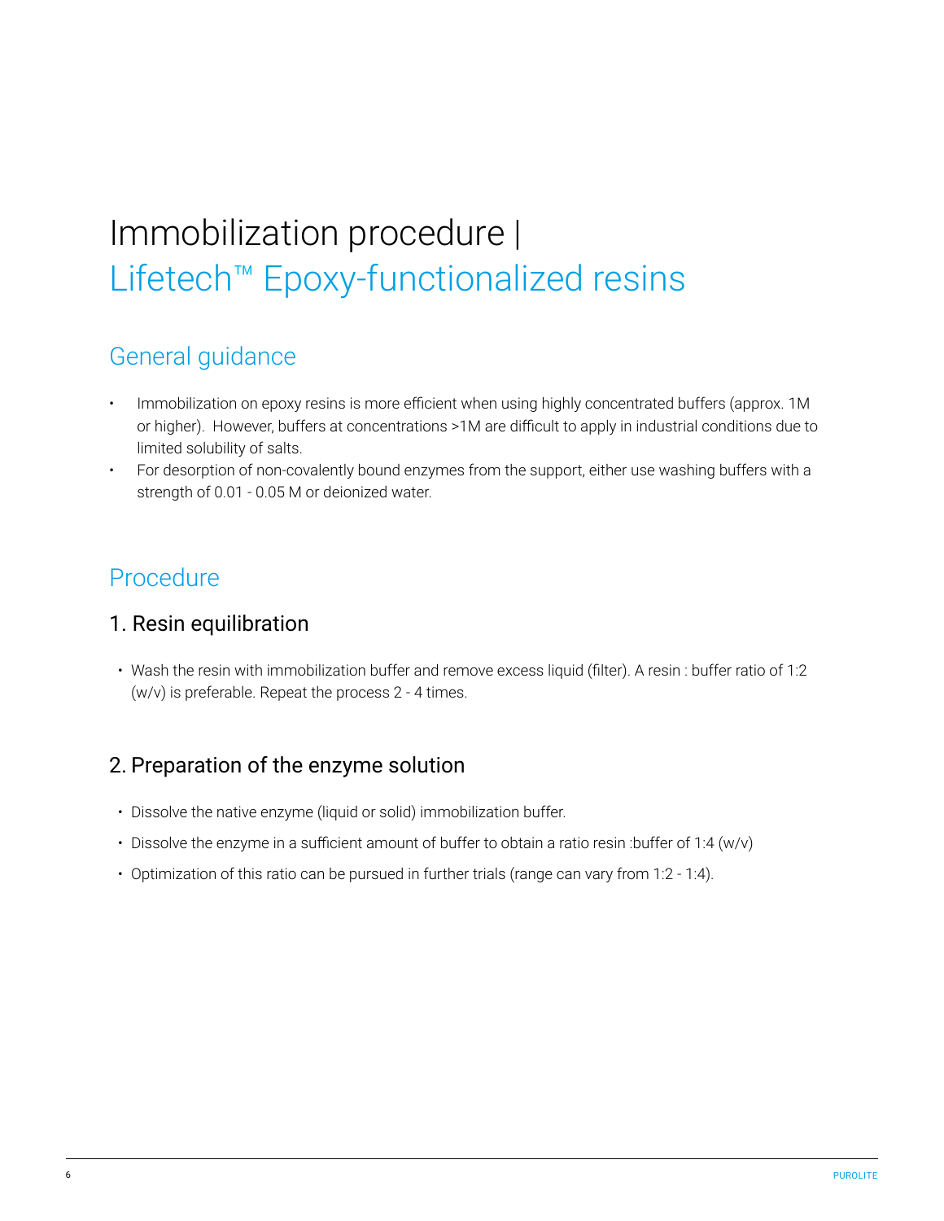# Immobilization procedure | Lifetech™ Epoxy-functionalized resins

## General guidance

- Immobilization on epoxy resins is more efficient when using highly concentrated buffers (approx. 1M or higher). However, buffers at concentrations >1M are difficult to apply in industrial conditions due to limited solubility of salts.
- For desorption of non-covalently bound enzymes from the support, either use washing buffers with a strength of 0.01 - 0.05 M or deionized water.

## Procedure

### 1. Resin equilibration

- Wash the resin with immobilization buffer and remove excess liquid (filter). A resin : buffer ratio of 1:2 (w/v) is preferable. Repeat the process 2 - 4 times.

### 2. Preparation of the enzyme solution

- Dissolve the native enzyme (liquid or solid) immobilization buffer.
- Dissolve the enzyme in a sufficient amount of buffer to obtain a ratio resin :buffer of 1:4 (w/v)
- Optimization of this ratio can be pursued in further trials (range can vary from 1:2 - 1:4).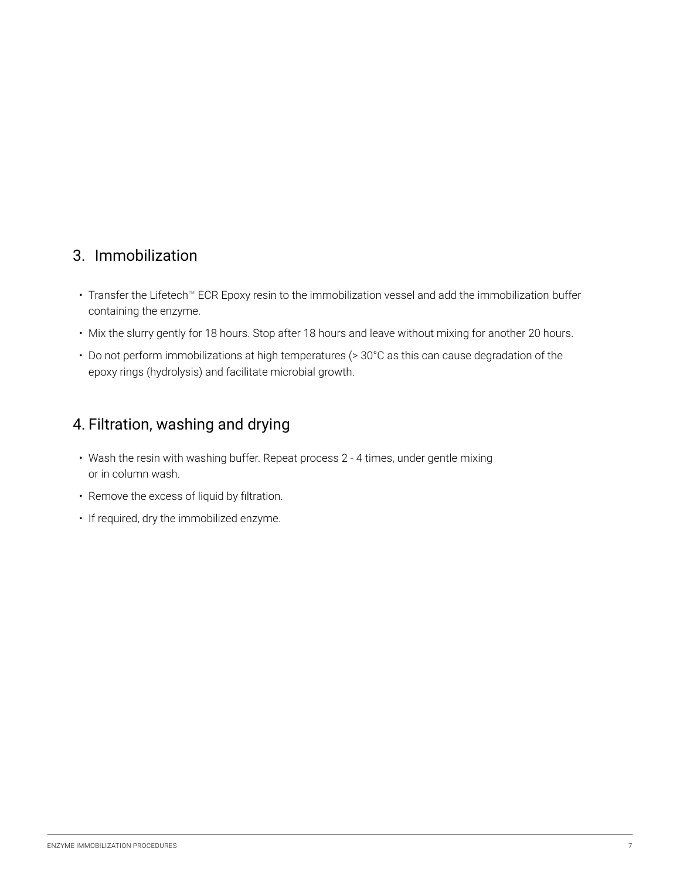## 3. Immobilization

- Transfer the Lifetech™ ECR Epoxy resin to the immobilization vessel and add the immobilization buffer containing the enzyme.
- Mix the slurry gently for 18 hours. Stop after 18 hours and leave without mixing for another 20 hours.
- Do not perform immobilizations at high temperatures (> 30°C as this can cause degradation of the epoxy rings (hydrolysis) and facilitate microbial growth.

## 4. Filtration, washing and drying

- Wash the resin with washing buffer. Repeat process 2 - 4 times, under gentle mixing or in column wash.
- Remove the excess of liquid by filtration.
- If required, dry the immobilized enzyme.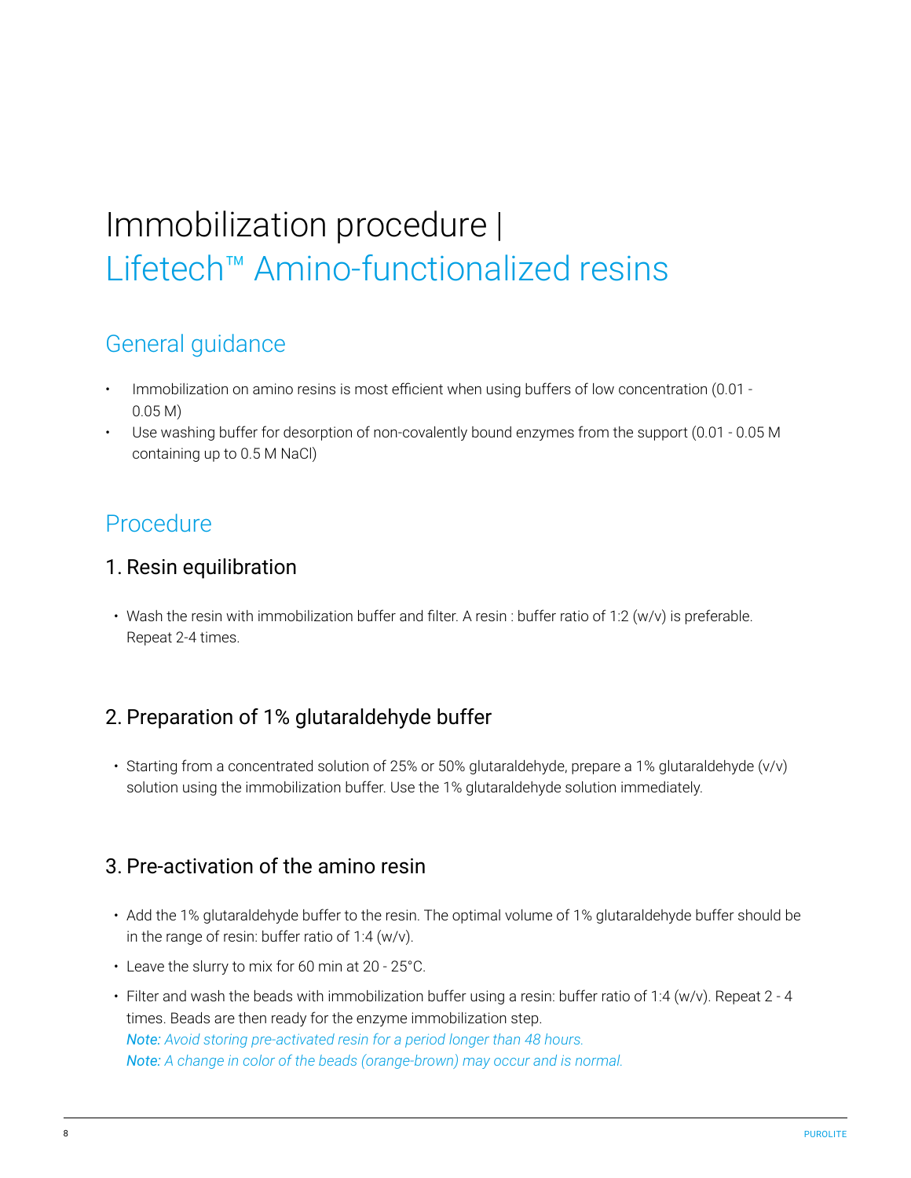# Immobilization procedure | Lifetech™ Amino-functionalized resins

## General guidance

- Immobilization on amino resins is most efficient when using buffers of low concentration (0.01 - 0.05 M)
- Use washing buffer for desorption of non-covalently bound enzymes from the support (0.01 - 0.05 M containing up to 0.5 M NaCl)

## Procedure

### 1. Resin equilibration

- Wash the resin with immobilization buffer and filter. A resin : buffer ratio of 1:2 (w/v) is preferable. Repeat 2-4 times.

### 2. Preparation of 1% glutaraldehyde buffer

- Starting from a concentrated solution of 25% or 50% glutaraldehyde, prepare a 1% glutaraldehyde (v/v) solution using the immobilization buffer. Use the 1% glutaraldehyde solution immediately.

### 3. Pre-activation of the amino resin

- Add the 1% glutaraldehyde buffer to the resin. The optimal volume of 1% glutaraldehyde buffer should be in the range of resin: buffer ratio of 1:4 (w/v).
- Leave the slurry to mix for 60 min at 20 - 25°C.
- Filter and wash the beads with immobilization buffer using a resin: buffer ratio of 1:4 (w/v). Repeat 2 - 4 times. Beads are then ready for the enzyme immobilization step.
  ***Note:*** *Avoid storing pre-activated resin for a period longer than 48 hours.*
  ***Note:*** *A change in color of the beads (orange-brown) may occur and is normal.*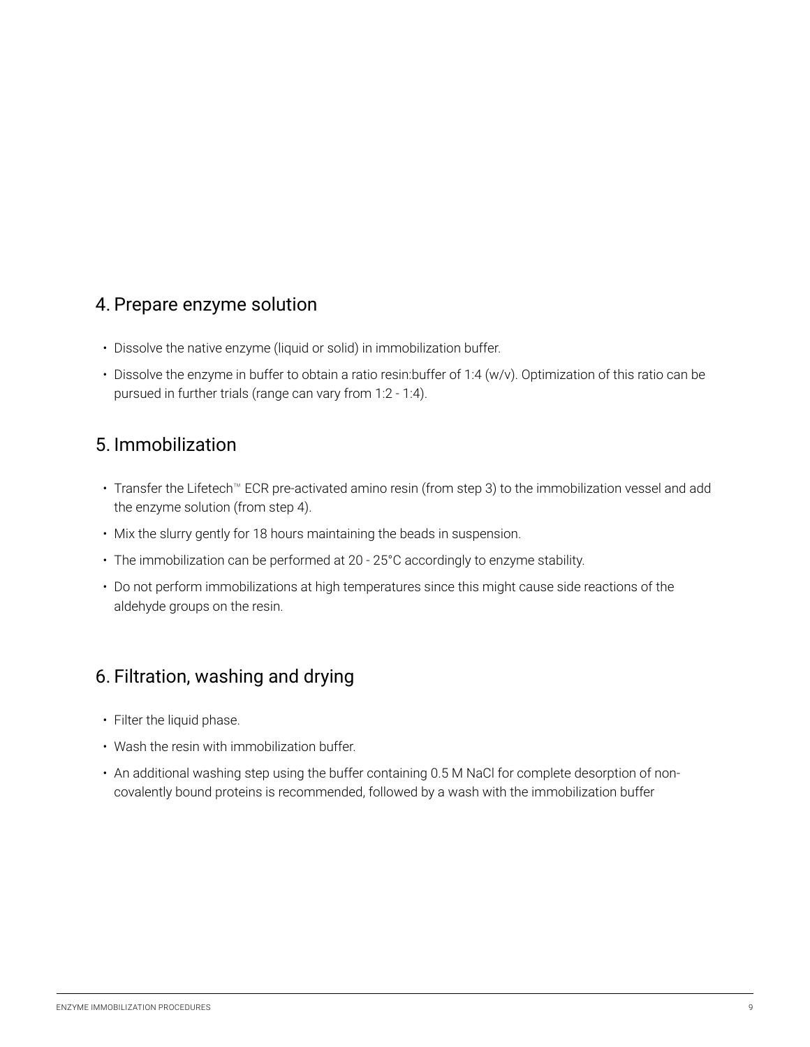## 4. Prepare enzyme solution

- Dissolve the native enzyme (liquid or solid) in immobilization buffer.
- Dissolve the enzyme in buffer to obtain a ratio resin:buffer of 1:4 (w/v). Optimization of this ratio can be pursued in further trials (range can vary from 1:2 - 1:4).

## 5. Immobilization

- Transfer the Lifetech™ ECR pre-activated amino resin (from step 3) to the immobilization vessel and add the enzyme solution (from step 4).
- Mix the slurry gently for 18 hours maintaining the beads in suspension.
- The immobilization can be performed at 20 - 25°C accordingly to enzyme stability.
- Do not perform immobilizations at high temperatures since this might cause side reactions of the aldehyde groups on the resin.

## 6. Filtration, washing and drying

- Filter the liquid phase.
- Wash the resin with immobilization buffer.
- An additional washing step using the buffer containing 0.5 M NaCl for complete desorption of non-covalently bound proteins is recommended, followed by a wash with the immobilization buffer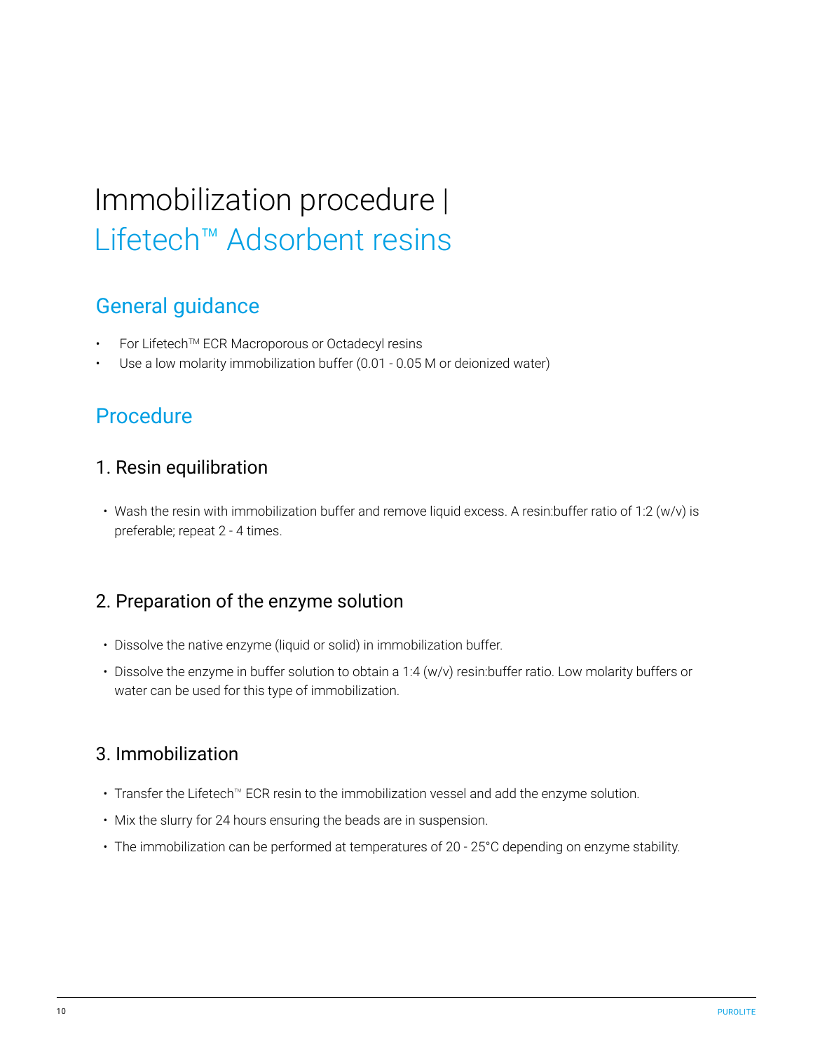# Immobilization procedure | Lifetech™ Adsorbent resins

## General guidance

- For Lifetech™ ECR Macroporous or Octadecyl resins
- Use a low molarity immobilization buffer (0.01 - 0.05 M or deionized water)

## Procedure

### 1. Resin equilibration

- Wash the resin with immobilization buffer and remove liquid excess. A resin:buffer ratio of 1:2 (w/v) is preferable; repeat 2 - 4 times.

### 2. Preparation of the enzyme solution

- Dissolve the native enzyme (liquid or solid) in immobilization buffer.
- Dissolve the enzyme in buffer solution to obtain a 1:4 (w/v) resin:buffer ratio. Low molarity buffers or water can be used for this type of immobilization.

### 3. Immobilization

- Transfer the Lifetech™ ECR resin to the immobilization vessel and add the enzyme solution.
- Mix the slurry for 24 hours ensuring the beads are in suspension.
- The immobilization can be performed at temperatures of 20 - 25°C depending on enzyme stability.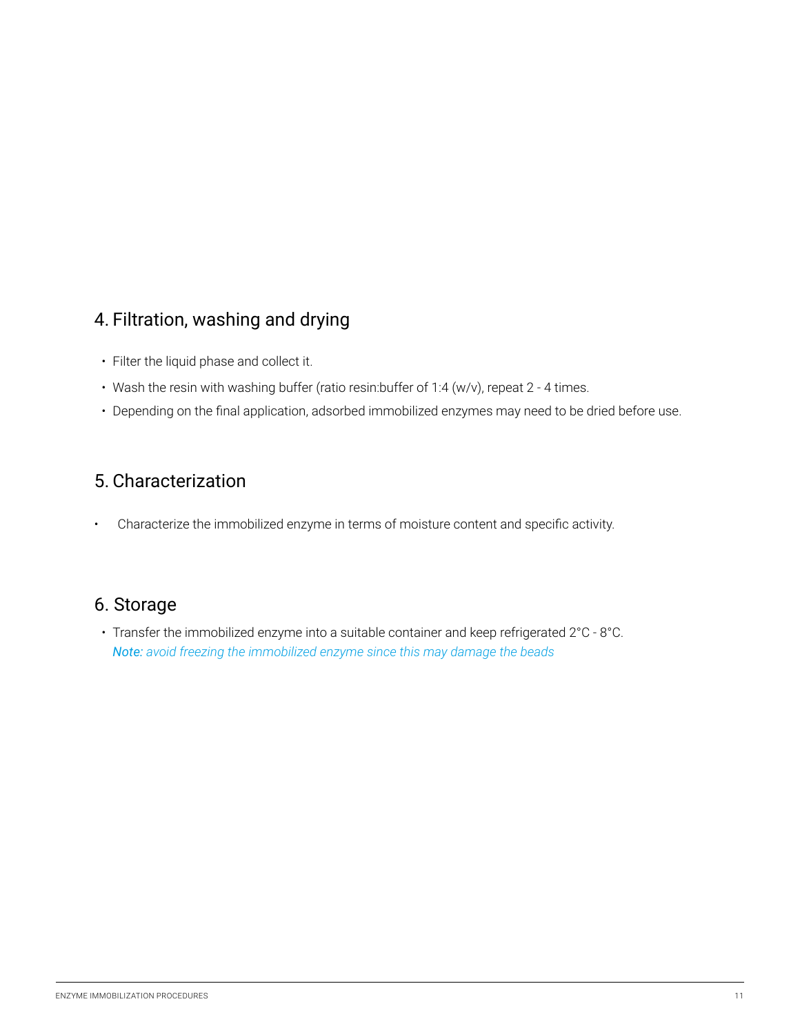## 4. Filtration, washing and drying

- Filter the liquid phase and collect it.
- Wash the resin with washing buffer (ratio resin:buffer of 1:4 (w/v), repeat 2 - 4 times.
- Depending on the final application, adsorbed immobilized enzymes may need to be dried before use.

## 5. Characterization

- Characterize the immobilized enzyme in terms of moisture content and specific activity.

## 6. Storage

- Transfer the immobilized enzyme into a suitable container and keep refrigerated 2°C - 8°C.
  *Note: avoid freezing the immobilized enzyme since this may damage the beads*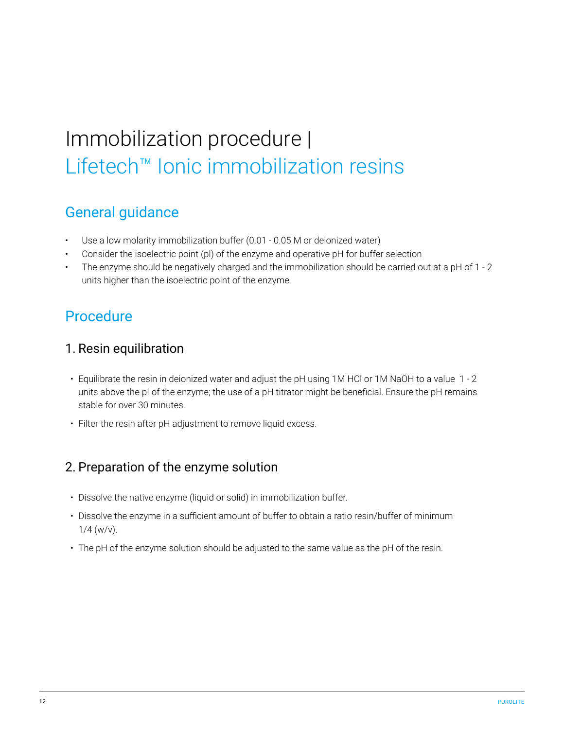# Immobilization procedure | Lifetech™ Ionic immobilization resins

## General guidance

- Use a low molarity immobilization buffer (0.01 - 0.05 M or deionized water)
- Consider the isoelectric point (pI) of the enzyme and operative pH for buffer selection
- The enzyme should be negatively charged and the immobilization should be carried out at a pH of 1 - 2 units higher than the isoelectric point of the enzyme

## Procedure

### 1. Resin equilibration

- Equilibrate the resin in deionized water and adjust the pH using 1M HCl or 1M NaOH to a value 1 - 2 units above the pI of the enzyme; the use of a pH titrator might be beneficial. Ensure the pH remains stable for over 30 minutes.
- Filter the resin after pH adjustment to remove liquid excess.

### 2. Preparation of the enzyme solution

- Dissolve the native enzyme (liquid or solid) in immobilization buffer.
- Dissolve the enzyme in a sufficient amount of buffer to obtain a ratio resin/buffer of minimum 1/4 (w/v).
- The pH of the enzyme solution should be adjusted to the same value as the pH of the resin.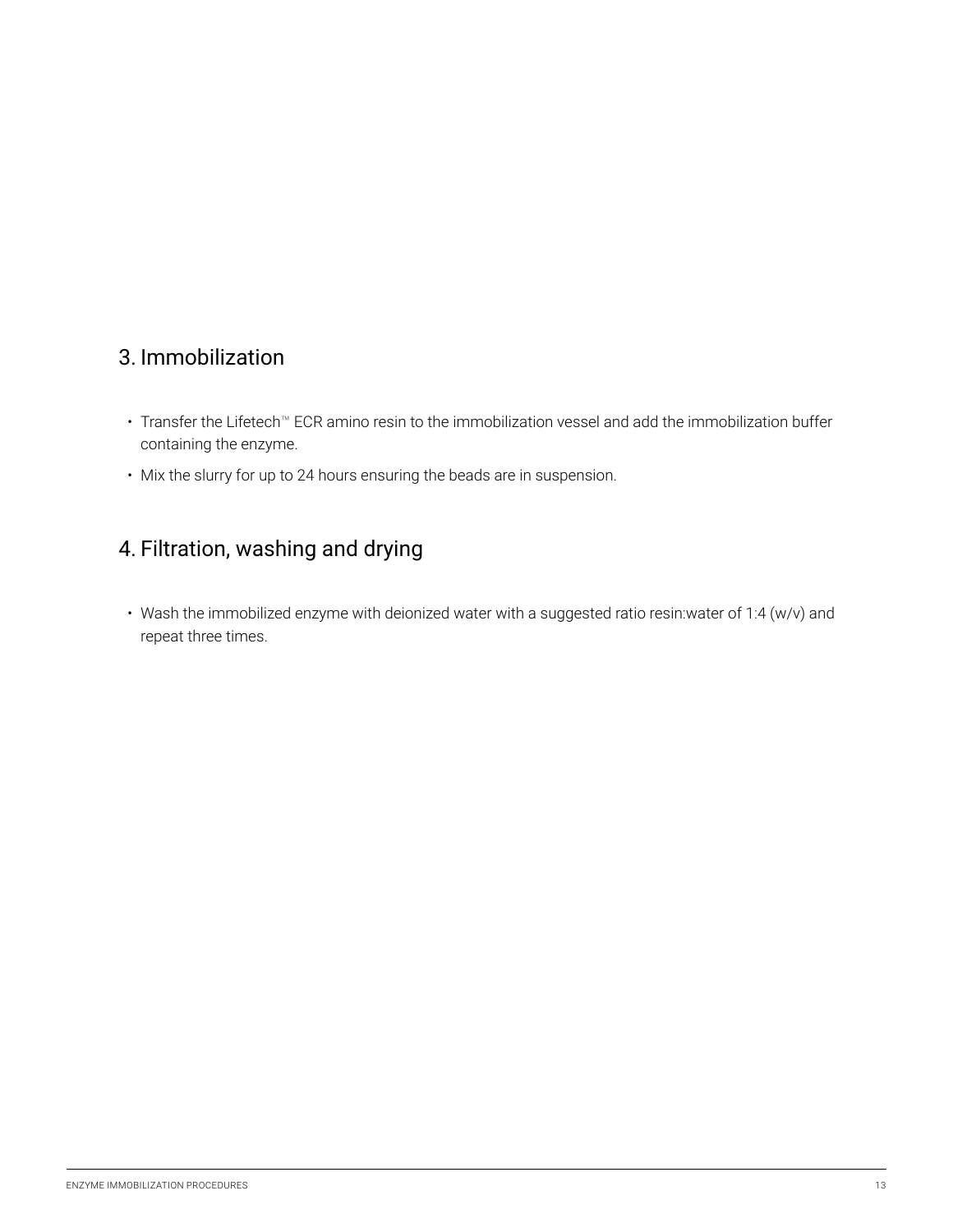## 3. Immobilization

- Transfer the Lifetech™ ECR amino resin to the immobilization vessel and add the immobilization buffer containing the enzyme.
- Mix the slurry for up to 24 hours ensuring the beads are in suspension.

## 4. Filtration, washing and drying

- Wash the immobilized enzyme with deionized water with a suggested ratio resin:water of 1:4 (w/v) and repeat three times.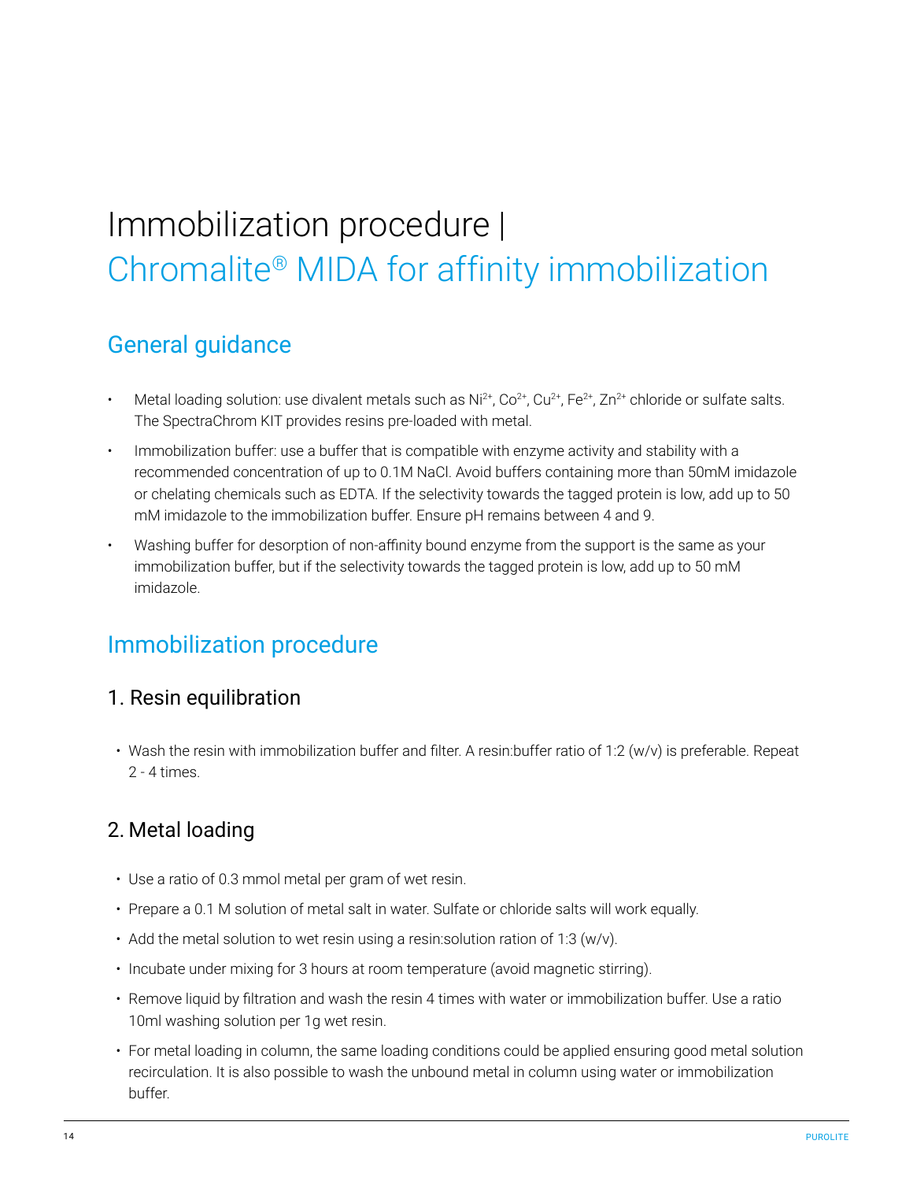# Immobilization procedure | Chromalite® MIDA for affinity immobilization

## General guidance

- Metal loading solution: use divalent metals such as $Ni^{2+}$, $Co^{2+}$, $Cu^{2+}$, $Fe^{2+}$, $Zn^{2+}$ chloride or sulfate salts. The SpectraChrom KIT provides resins pre-loaded with metal.
- Immobilization buffer: use a buffer that is compatible with enzyme activity and stability with a recommended concentration of up to 0.1M NaCl. Avoid buffers containing more than 50mM imidazole or chelating chemicals such as EDTA. If the selectivity towards the tagged protein is low, add up to 50 mM imidazole to the immobilization buffer. Ensure pH remains between 4 and 9.
- Washing buffer for desorption of non-affinity bound enzyme from the support is the same as your immobilization buffer, but if the selectivity towards the tagged protein is low, add up to 50 mM imidazole.

## Immobilization procedure

### 1. Resin equilibration

- Wash the resin with immobilization buffer and filter. A resin:buffer ratio of 1:2 (w/v) is preferable. Repeat 2 - 4 times.

### 2. Metal loading

- Use a ratio of 0.3 mmol metal per gram of wet resin.
- Prepare a 0.1 M solution of metal salt in water. Sulfate or chloride salts will work equally.
- Add the metal solution to wet resin using a resin:solution ration of 1:3 (w/v).
- Incubate under mixing for 3 hours at room temperature (avoid magnetic stirring).
- Remove liquid by filtration and wash the resin 4 times with water or immobilization buffer. Use a ratio 10ml washing solution per 1g wet resin.
- For metal loading in column, the same loading conditions could be applied ensuring good metal solution recirculation. It is also possible to wash the unbound metal in column using water or immobilization buffer.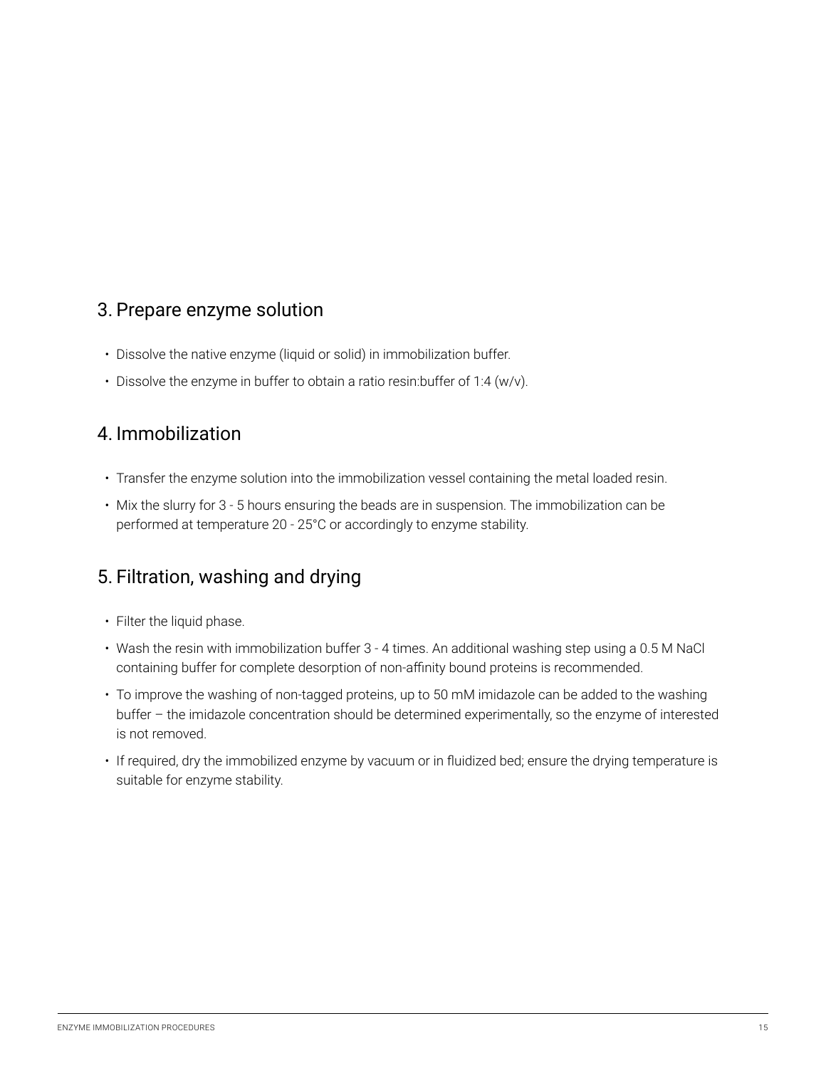## 3. Prepare enzyme solution

- Dissolve the native enzyme (liquid or solid) in immobilization buffer.
- Dissolve the enzyme in buffer to obtain a ratio resin:buffer of 1:4 (w/v).

## 4. Immobilization

- Transfer the enzyme solution into the immobilization vessel containing the metal loaded resin.
- Mix the slurry for 3 - 5 hours ensuring the beads are in suspension. The immobilization can be performed at temperature 20 - 25°C or accordingly to enzyme stability.

## 5. Filtration, washing and drying

- Filter the liquid phase.
- Wash the resin with immobilization buffer 3 - 4 times. An additional washing step using a 0.5 M NaCl containing buffer for complete desorption of non-affinity bound proteins is recommended.
- To improve the washing of non-tagged proteins, up to 50 mM imidazole can be added to the washing buffer – the imidazole concentration should be determined experimentally, so the enzyme of interested is not removed.
- If required, dry the immobilized enzyme by vacuum or in fluidized bed; ensure the drying temperature is suitable for enzyme stability.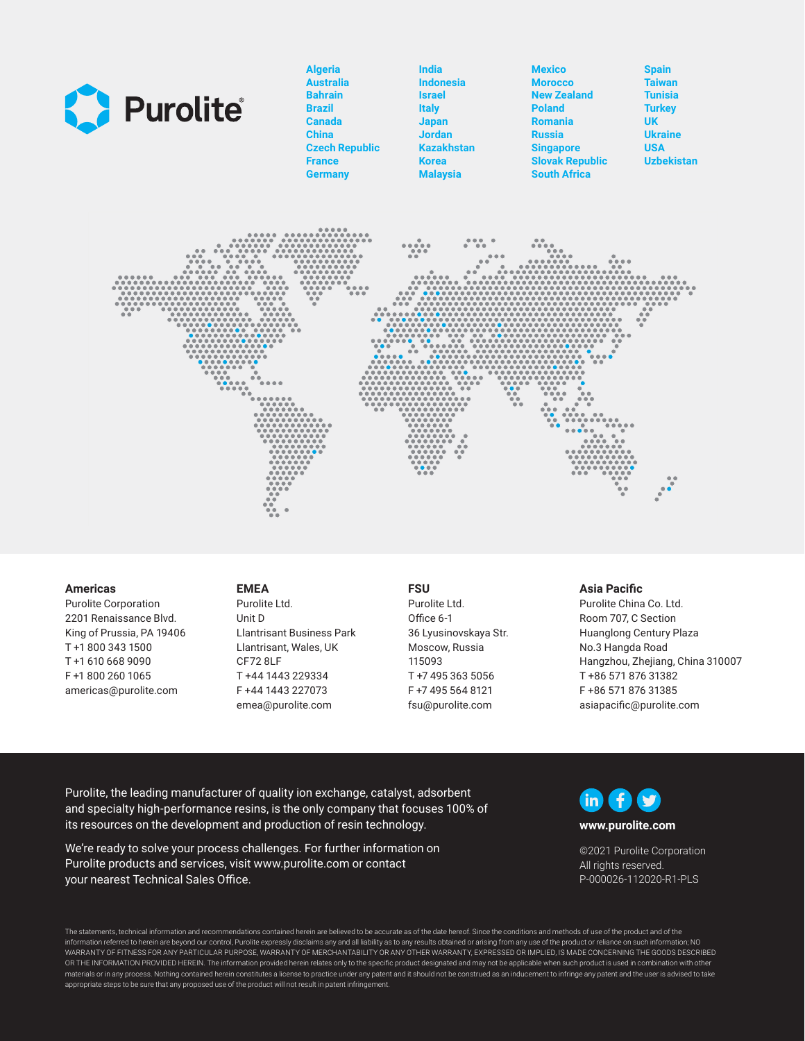Purolite®

Algeria
Australia
Bahrain
Brazil
Canada
China
Czech Republic
France
Germany
India
Indonesia
Israel
Italy
Japan
Jordan
Kazakhstan
Korea
Malaysia
Mexico
Morocco
New Zealand
Poland
Romania
Russia
Singapore
Slovak Republic
South Africa
Spain
Taiwan
Tunisia
Turkey
UK
Ukraine
USA
Uzbekistan

**Americas**
Purolite Corporation
2201 Renaissance Blvd.
King of Prussia, PA 19406
T +1 800 343 1500
T +1 610 668 9090
F +1 800 260 1065
americas@purolite.com

**EMEA**
Purolite Ltd.
Unit D
Llantrisant Business Park
Llantrisant, Wales, UK
CF72 8LF
T +44 1443 229334
F +44 1443 227073
emea@purolite.com

**FSU**
Purolite Ltd.
Office 6-1
36 Lyusinovskaya Str.
Moscow, Russia
115093
T +7 495 363 5056
F +7 495 564 8121
fsu@purolite.com

**Asia Pacific**
Purolite China Co. Ltd.
Room 707, C Section
Huanglong Century Plaza
No.3 Hangda Road
Hangzhou, Zhejiang, China 310007
T +86 571 876 31382
F +86 571 876 31385
asiapacific@purolite.com

Purolite, the leading manufacturer of quality ion exchange, catalyst, adsorbent and specialty high-performance resins, is the only company that focuses 100% of its resources on the development and production of resin technology.

We're ready to solve your process challenges. For further information on Purolite products and services, visit www.purolite.com or contact your nearest Technical Sales Office.

**www.purolite.com**

©2021 Purolite Corporation
All rights reserved.
P-000026-112020-R1-PLS

The statements, technical information and recommendations contained herein are believed to be accurate as of the date hereof. Since the conditions and methods of use of the product and of the information referred to herein are beyond our control, Purolite expressly disclaims any and all liability as to any results obtained or arising from any use of the product or reliance on such information; NO WARRANTY OF FITNESS FOR ANY PARTICULAR PURPOSE, WARRANTY OF MERCHANTABILITY OR ANY OTHER WARRANTY, EXPRESSED OR IMPLIED, IS MADE CONCERNING THE GOODS DESCRIBED OR THE INFORMATION PROVIDED HEREIN. The information provided herein relates only to the specific product designated and may not be applicable when such product is used in combination with other materials or in any process. Nothing contained herein constitutes a license to practice under any patent and it should not be construed as an inducement to infringe any patent and the user is advised to take appropriate steps to be sure that any proposed use of the product will not result in patent infringement.